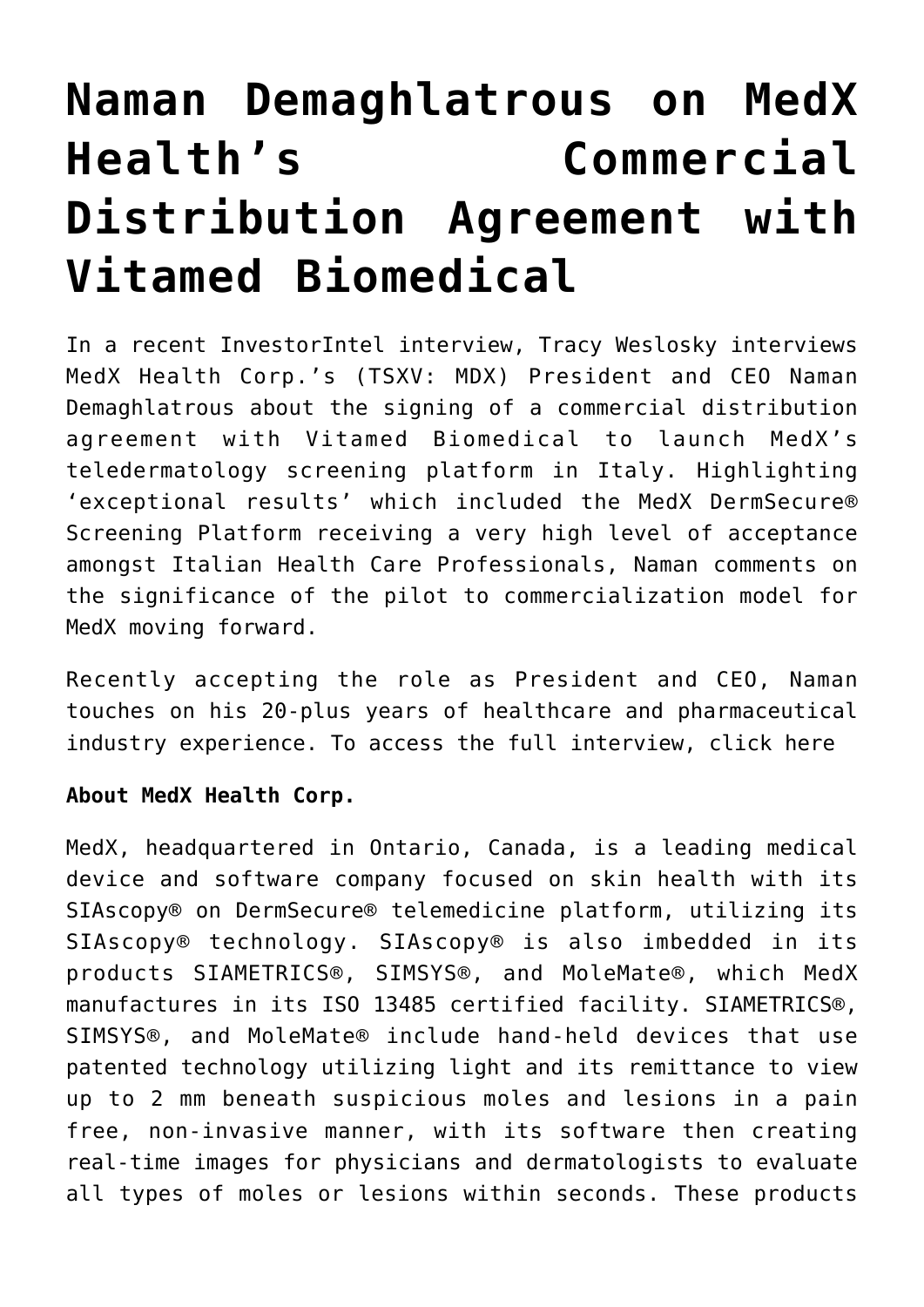# Naman Demaghlatrous on MedX Health's Commercial Distribution Agreement with Vitamed Biomedical

In a recent InvestorIntel interview, Tracy Weslosky interviews MedX Health Corp.'s (TSXV: MDX) President and CEO Naman Demaghlatrous about the signing of a commercial distribution agreement with Vitamed Biomedical to launch MedX's teledermatology screening platform in Italy. Highlighting 'exceptional results' which included the MedX DermSecure® Screening Platform receiving a very high level of acceptance amongst Italian Health Care Professionals, Naman comments on the significance of the pilot to commercialization model for MedX moving forward.

Recently accepting the role as President and CEO, Naman touches on his 20-plus years of healthcare and pharmaceutical industry experience. To access the full interview, click here

**About MedX Health Corp.**

MedX, headquartered in Ontario, Canada, is a leading medical device and software company focused on skin health with its SIAscopy® on DermSecure® telemedicine platform, utilizing its SIAscopy® technology. SIAscopy® is also imbedded in its products SIAMETRICS®, SIMSYS®, and MoleMate®, which MedX manufactures in its ISO 13485 certified facility. SIAMETRICS®, SIMSYS®, and MoleMate® include hand-held devices that use patented technology utilizing light and its remittance to view up to 2 mm beneath suspicious moles and lesions in a pain free, non-invasive manner, with its software then creating real-time images for physicians and dermatologists to evaluate all types of moles or lesions within seconds. These products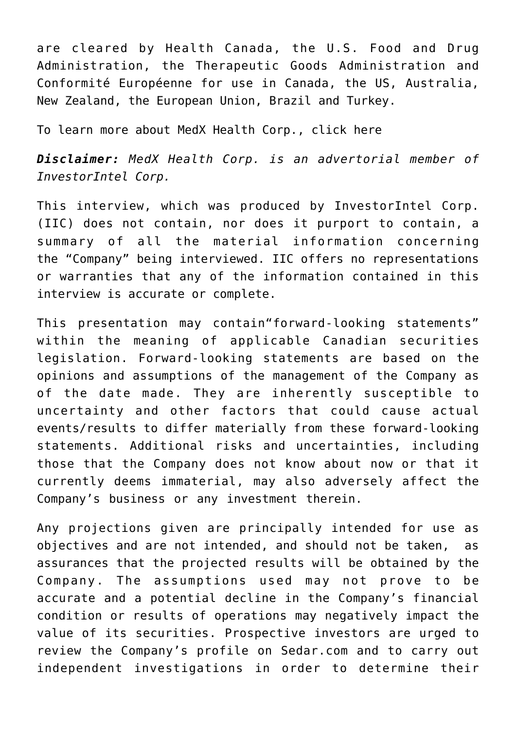are cleared by Health Canada, the U.S. Food and Drug Administration, the Therapeutic Goods Administration and Conformité Européenne for use in Canada, the US, Australia, New Zealand, the European Union, Brazil and Turkey.

To learn more about MedX Health Corp., click here

***Disclaimer:*** *MedX Health Corp. is an advertorial member of InvestorIntel Corp.*

This interview, which was produced by InvestorIntel Corp. (IIC) does not contain, nor does it purport to contain, a summary of all the material information concerning the "Company" being interviewed. IIC offers no representations or warranties that any of the information contained in this interview is accurate or complete.

This presentation may contain"forward-looking statements" within the meaning of applicable Canadian securities legislation. Forward-looking statements are based on the opinions and assumptions of the management of the Company as of the date made. They are inherently susceptible to uncertainty and other factors that could cause actual events/results to differ materially from these forward-looking statements. Additional risks and uncertainties, including those that the Company does not know about now or that it currently deems immaterial, may also adversely affect the Company's business or any investment therein.

Any projections given are principally intended for use as objectives and are not intended, and should not be taken, as assurances that the projected results will be obtained by the Company. The assumptions used may not prove to be accurate and a potential decline in the Company's financial condition or results of operations may negatively impact the value of its securities. Prospective investors are urged to review the Company's profile on Sedar.com and to carry out independent investigations in order to determine their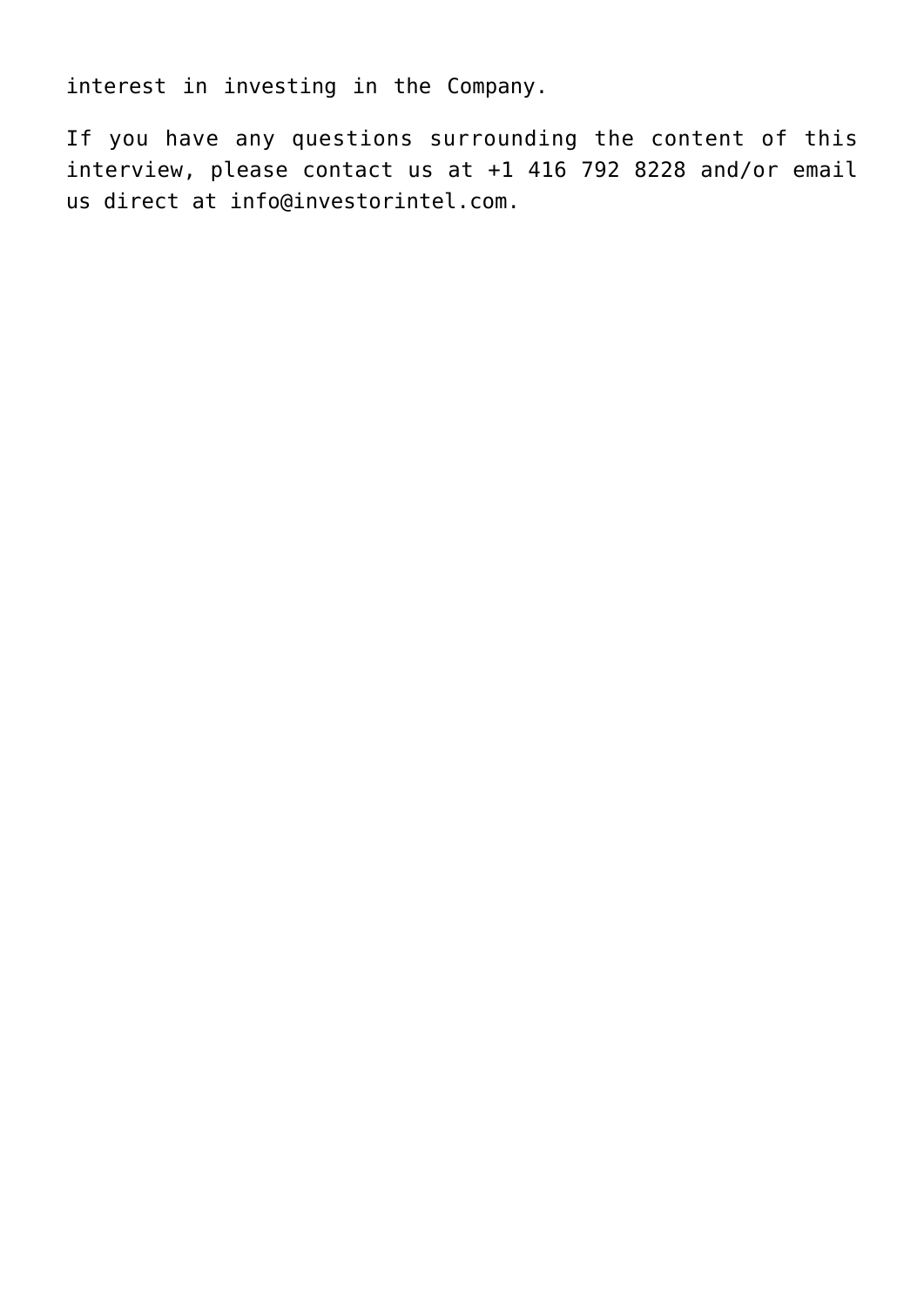interest in investing in the Company.

If you have any questions surrounding the content of this interview, please contact us at +1 416 792 8228 and/or email us direct at info@investorintel.com.